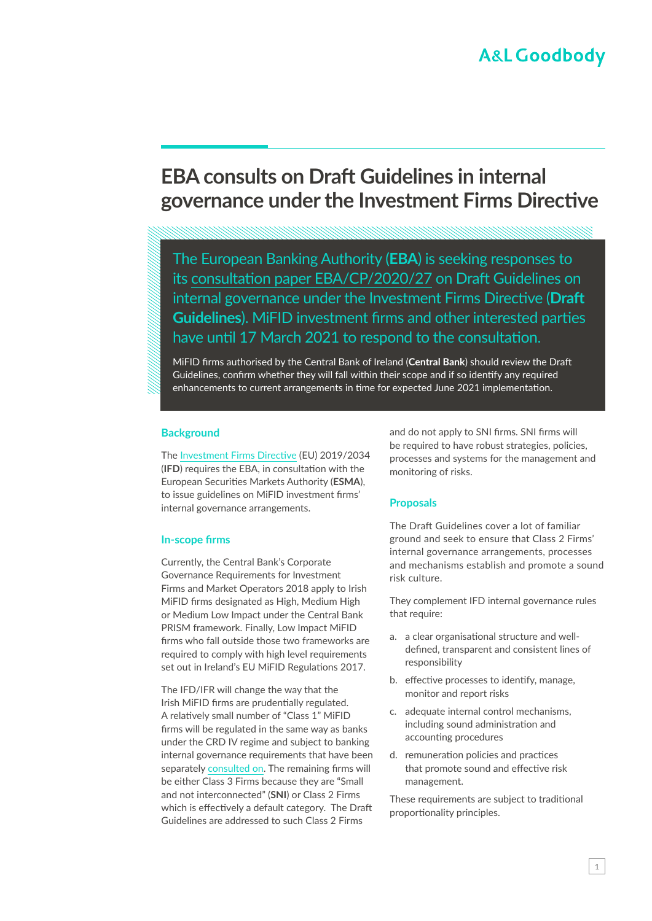# EBA consults on Draft Guidelines in internal governance under the Investment Firms Directive

The European Banking Authority (**EBA**) is seeking responses to its consultation paper EBA/CP/2020/27 on Draft Guidelines on internal governance under the Investment Firms Directive (**Draft Guidelines**). MiFID investment firms and other interested parties have until 17 March 2021 to respond to the consultation.

MiFID firms authorised by the Central Bank of Ireland (**Central Bank**) should review the Draft Guidelines, confirm whether they will fall within their scope and if so identify any required enhancements to current arrangements in time for expected June 2021 implementation.

## Background

The Investment Firms Directive (EU) 2019/2034 (**IFD**) requires the EBA, in consultation with the European Securities Markets Authority (**ESMA**), to issue guidelines on MiFID investment firms' internal governance arrangements.

## In-scope firms

Currently, the Central Bank's Corporate Governance Requirements for Investment Firms and Market Operators 2018 apply to Irish MiFID firms designated as High, Medium High or Medium Low Impact under the Central Bank PRISM framework. Finally, Low Impact MiFID firms who fall outside those two frameworks are required to comply with high level requirements set out in Ireland's EU MiFID Regulations 2017.

The IFD/IFR will change the way that the Irish MiFID firms are prudentially regulated. A relatively small number of "Class 1" MiFID firms will be regulated in the same way as banks under the CRD IV regime and subject to banking internal governance requirements that have been separately consulted on. The remaining firms will be either Class 3 Firms because they are "Small and not interconnected" (**SNI**) or Class 2 Firms which is effectively a default category. The Draft Guidelines are addressed to such Class 2 Firms and do not apply to SNI firms. SNI firms will be required to have robust strategies, policies, processes and systems for the management and monitoring of risks.

## Proposals

The Draft Guidelines cover a lot of familiar ground and seek to ensure that Class 2 Firms' internal governance arrangements, processes and mechanisms establish and promote a sound risk culture.

They complement IFD internal governance rules that require:

a. a clear organisational structure and well-defined, transparent and consistent lines of responsibility

b. effective processes to identify, manage, monitor and report risks

c. adequate internal control mechanisms, including sound administration and accounting procedures

d. remuneration policies and practices that promote sound and effective risk management.

These requirements are subject to traditional proportionality principles.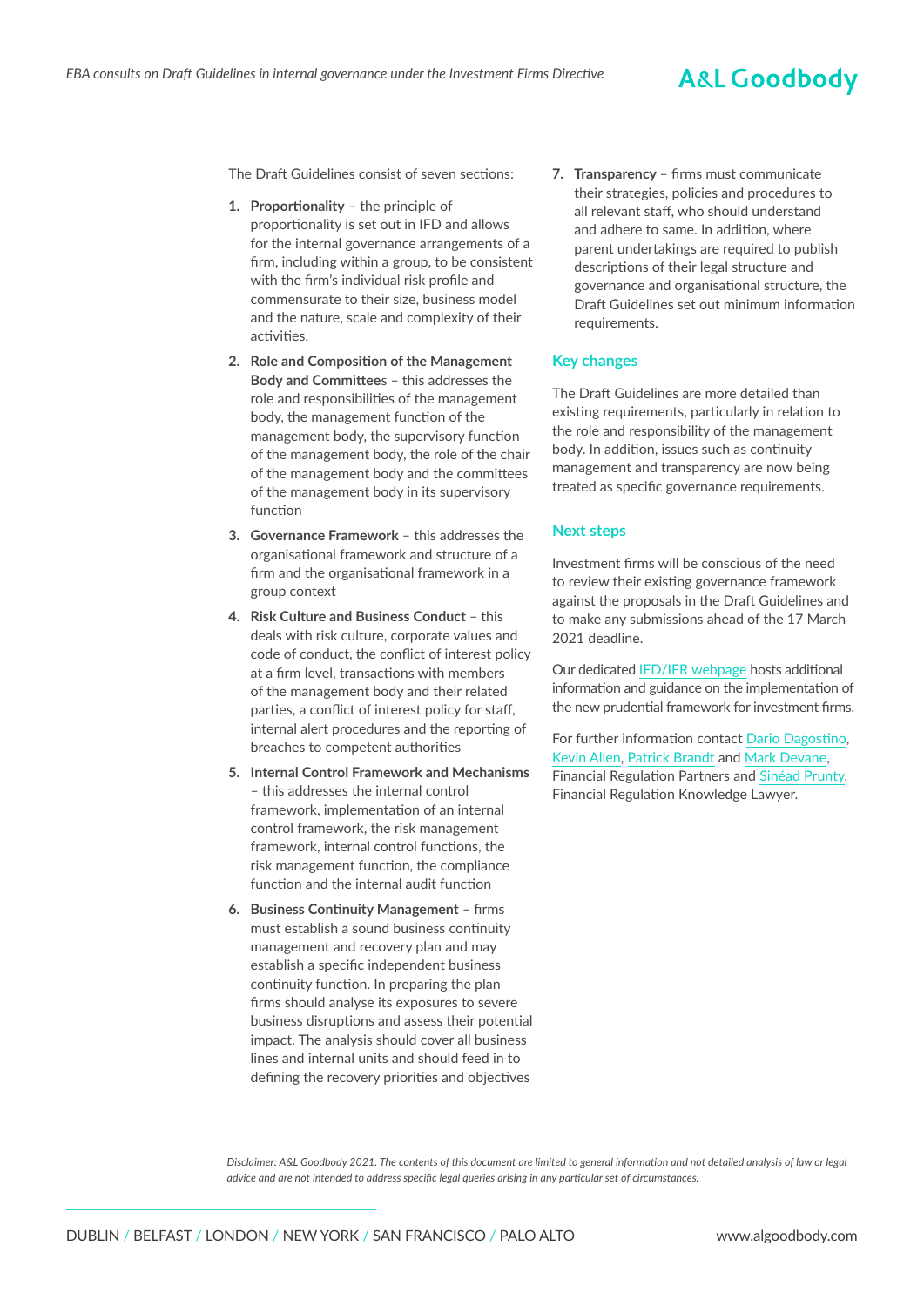The Draft Guidelines consist of seven sections:

1. **Proportionality** – the principle of proportionality is set out in IFD and allows for the internal governance arrangements of a firm, including within a group, to be consistent with the firm's individual risk profile and commensurate to their size, business model and the nature, scale and complexity of their activities.
2. **Role and Composition of the Management Body and Committees** – this addresses the role and responsibilities of the management body, the management function of the management body, the supervisory function of the management body, the role of the chair of the management body and the committees of the management body in its supervisory function
3. **Governance Framework** – this addresses the organisational framework and structure of a firm and the organisational framework in a group context
4. **Risk Culture and Business Conduct** – this deals with risk culture, corporate values and code of conduct, the conflict of interest policy at a firm level, transactions with members of the management body and their related parties, a conflict of interest policy for staff, internal alert procedures and the reporting of breaches to competent authorities
5. **Internal Control Framework and Mechanisms** – this addresses the internal control framework, implementation of an internal control framework, the risk management framework, internal control functions, the risk management function, the compliance function and the internal audit function
6. **Business Continuity Management** – firms must establish a sound business continuity management and recovery plan and may establish a specific independent business continuity function. In preparing the plan firms should analyse its exposures to severe business disruptions and assess their potential impact. The analysis should cover all business lines and internal units and should feed in to defining the recovery priorities and objectives
7. **Transparency** – firms must communicate their strategies, policies and procedures to all relevant staff, who should understand and adhere to same. In addition, where parent undertakings are required to publish descriptions of their legal structure and governance and organisational structure, the Draft Guidelines set out minimum information requirements.

## Key changes

The Draft Guidelines are more detailed than existing requirements, particularly in relation to the role and responsibility of the management body. In addition, issues such as continuity management and transparency are now being treated as specific governance requirements.

## Next steps

Investment firms will be conscious of the need to review their existing governance framework against the proposals in the Draft Guidelines and to make any submissions ahead of the 17 March 2021 deadline.

Our dedicated IFD/IFR webpage hosts additional information and guidance on the implementation of the new prudential framework for investment firms.

For further information contact Dario Dagostino, Kevin Allen, Patrick Brandt and Mark Devane, Financial Regulation Partners and Sinéad Prunty, Financial Regulation Knowledge Lawyer.

*Disclaimer: A&L Goodbody 2021. The contents of this document are limited to general information and not detailed analysis of law or legal advice and are not intended to address specific legal queries arising in any particular set of circumstances.*